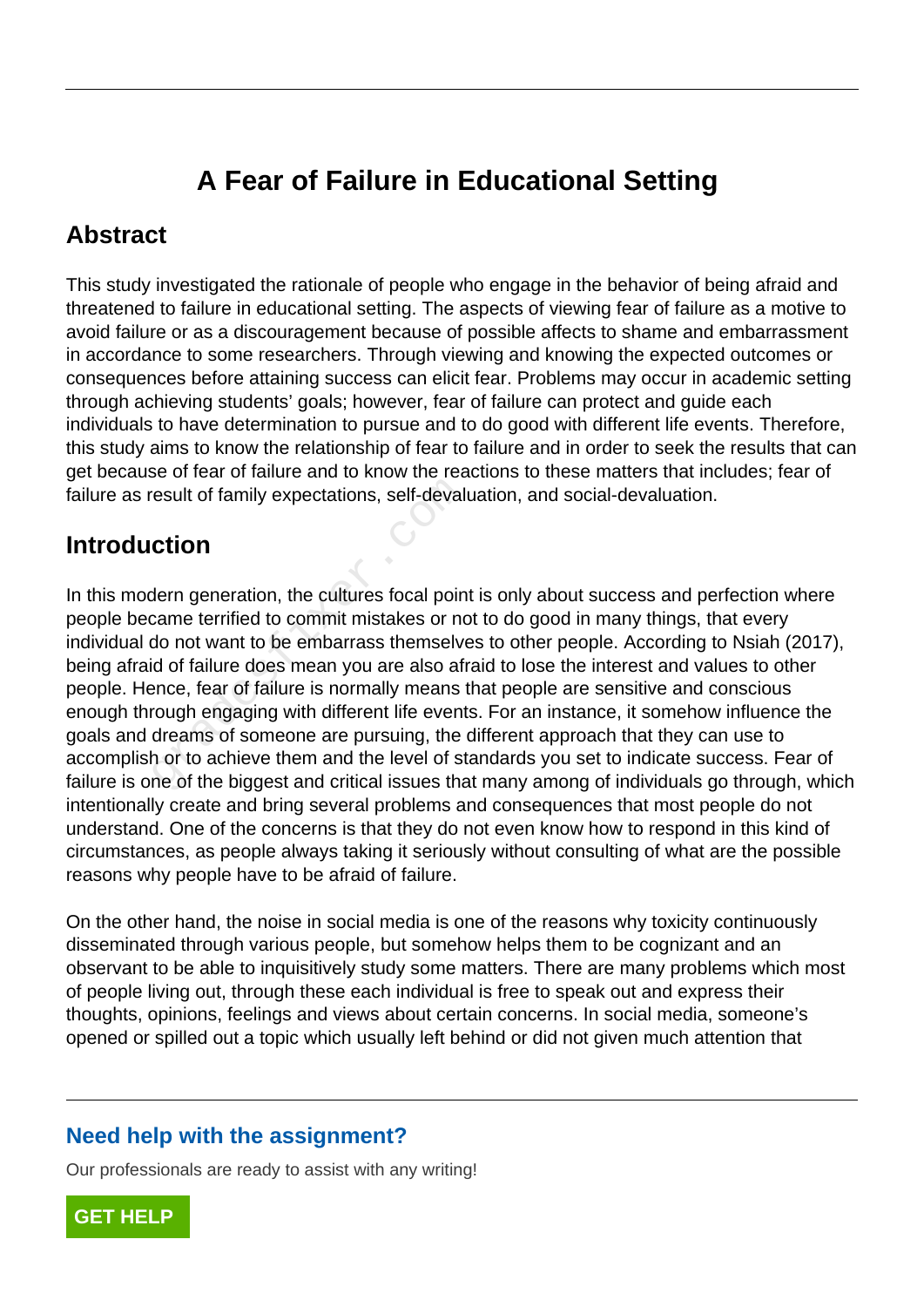# A Fear of Failure in Educational Setting

## Abstract

This study investigated the rationale of people who engage in the behavior of being afraid and threatened to failure in educational setting. The aspects of viewing fear of failure as a motive to avoid failure or as a discouragement because of possible affects to shame and embarrassment in accordance to some researchers. Through viewing and knowing the expected outcomes or consequences before attaining success can elicit fear. Problems may occur in academic setting through achieving students' goals; however, fear of failure can protect and guide each individuals to have determination to pursue and to do good with different life events. Therefore, this study aims to know the relationship of fear to failure and in order to seek the results that can get because of fear of failure and to know the reactions to these matters that includes; fear of failure as result of family expectations, self-devaluation, and social-devaluation.

## Introduction

In this modern generation, the cultures focal point is only about success and perfection where people became terrified to commit mistakes or not to do good in many things, that every individual do not want to be embarrass themselves to other people. According to Nsiah (2017), being afraid of failure does mean you are also afraid to lose the interest and values to other people. Hence, fear of failure is normally means that people are sensitive and conscious enough through engaging with different life events. For an instance, it somehow influence the goals and dreams of someone are pursuing, the different approach that they can use to accomplish or to achieve them and the level of standards you set to indicate success. Fear of failure is one of the biggest and critical issues that many among of individuals go through, which intentionally create and bring several problems and consequences that most people do not understand. One of the concerns is that they do not even know how to respond in this kind of circumstances, as people always taking it seriously without consulting of what are the possible reasons why people have to be afraid of failure.

On the other hand, the noise in social media is one of the reasons why toxicity continuously disseminated through various people, but somehow helps them to be cognizant and an observant to be able to inquisitively study some matters. There are many problems which most of people living out, through these each individual is free to speak out and express their thoughts, opinions, feelings and views about certain concerns. In social media, someone's opened or spilled out a topic which usually left behind or did not given much attention that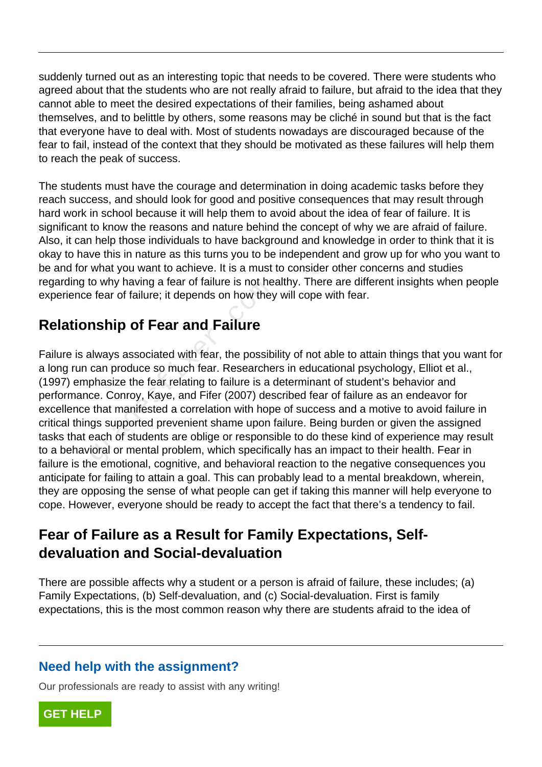suddenly turned out as an interesting topic that needs to be covered. There were students who agreed about that the students who are not really afraid to failure, but afraid to the idea that they cannot able to meet the desired expectations of their families, being ashamed about themselves, and to belittle by others, some reasons may be cliché in sound but that is the fact that everyone have to deal with. Most of students nowadays are discouraged because of the fear to fail, instead of the context that they should be motivated as these failures will help them to reach the peak of success.

The students must have the courage and determination in doing academic tasks before they reach success, and should look for good and positive consequences that may result through hard work in school because it will help them to avoid about the idea of fear of failure. It is significant to know the reasons and nature behind the concept of why we are afraid of failure. Also, it can help those individuals to have background and knowledge in order to think that it is okay to have this in nature as this turns you to be independent and grow up for who you want to be and for what you want to achieve. It is a must to consider other concerns and studies regarding to why having a fear of failure is not healthy. There are different insights when people experience fear of failure; it depends on how they will cope with fear.

## Relationship of Fear and Failure

Failure is always associated with fear, the possibility of not able to attain things that you want for a long run can produce so much fear. Researchers in educational psychology, Elliot et al., (1997) emphasize the fear relating to failure is a determinant of student's behavior and performance. Conroy, Kaye, and Fifer (2007) described fear of failure as an endeavor for excellence that manifested a correlation with hope of success and a motive to avoid failure in critical things supported prevenient shame upon failure. Being burden or given the assigned tasks that each of students are oblige or responsible to do these kind of experience may result to a behavioral or mental problem, which specifically has an impact to their health. Fear in failure is the emotional, cognitive, and behavioral reaction to the negative consequences you anticipate for failing to attain a goal. This can probably lead to a mental breakdown, wherein, they are opposing the sense of what people can get if taking this manner will help everyone to cope. However, everyone should be ready to accept the fact that there's a tendency to fail.

## Fear of Failure as a Result for Family Expectations, Self-devaluation and Social-devaluation

There are possible affects why a student or a person is afraid of failure, these includes; (a) Family Expectations, (b) Self-devaluation, and (c) Social-devaluation. First is family expectations, this is the most common reason why there are students afraid to the idea of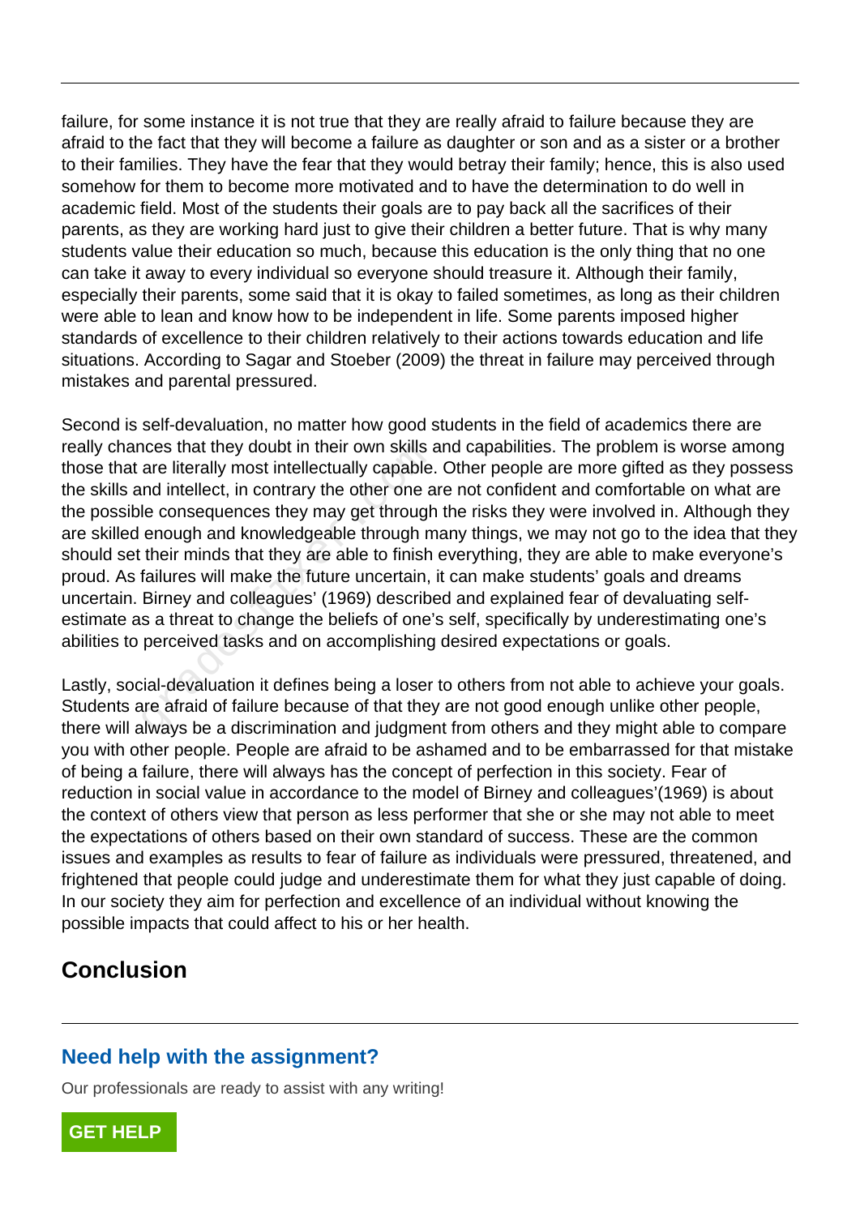failure, for some instance it is not true that they are really afraid to failure because they are afraid to the fact that they will become a failure as daughter or son and as a sister or a brother to their families. They have the fear that they would betray their family; hence, this is also used somehow for them to become more motivated and to have the determination to do well in academic field. Most of the students their goals are to pay back all the sacrifices of their parents, as they are working hard just to give their children a better future. That is why many students value their education so much, because this education is the only thing that no one can take it away to every individual so everyone should treasure it. Although their family, especially their parents, some said that it is okay to failed sometimes, as long as their children were able to lean and know how to be independent in life. Some parents imposed higher standards of excellence to their children relatively to their actions towards education and life situations. According to Sagar and Stoeber (2009) the threat in failure may perceived through mistakes and parental pressured.

Second is self-devaluation, no matter how good students in the field of academics there are really chances that they doubt in their own skills and capabilities. The problem is worse among those that are literally most intellectually capable. Other people are more gifted as they possess the skills and intellect, in contrary the other one are not confident and comfortable on what are the possible consequences they may get through the risks they were involved in. Although they are skilled enough and knowledgeable through many things, we may not go to the idea that they should set their minds that they are able to finish everything, they are able to make everyone's proud. As failures will make the future uncertain, it can make students' goals and dreams uncertain. Birney and colleagues' (1969) described and explained fear of devaluating self-estimate as a threat to change the beliefs of one's self, specifically by underestimating one's abilities to perceived tasks and on accomplishing desired expectations or goals.

Lastly, social-devaluation it defines being a loser to others from not able to achieve your goals. Students are afraid of failure because of that they are not good enough unlike other people, there will always be a discrimination and judgment from others and they might able to compare you with other people. People are afraid to be ashamed and to be embarrassed for that mistake of being a failure, there will always has the concept of perfection in this society. Fear of reduction in social value in accordance to the model of Birney and colleagues'(1969) is about the context of others view that person as less performer that she or she may not able to meet the expectations of others based on their own standard of success. These are the common issues and examples as results to fear of failure as individuals were pressured, threatened, and frightened that people could judge and underestimate them for what they just capable of doing. In our society they aim for perfection and excellence of an individual without knowing the possible impacts that could affect to his or her health.

## Conclusion

### Need help with the assignment?

Our professionals are ready to assist with any writing!

GET HELP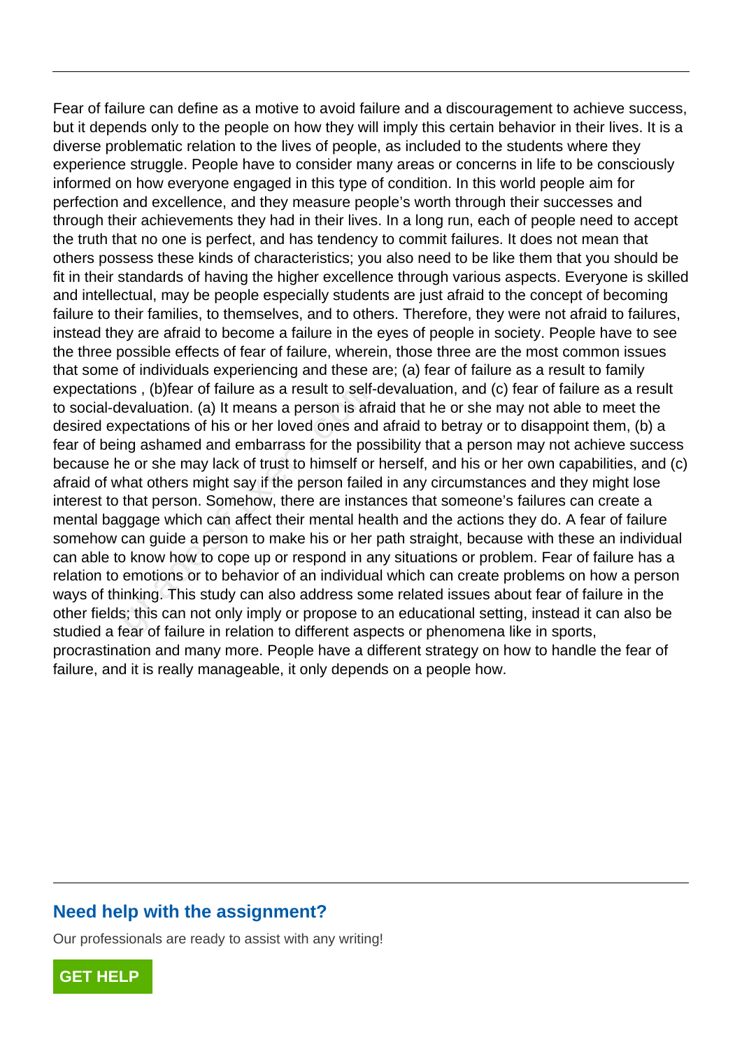Fear of failure can define as a motive to avoid failure and a discouragement to achieve success, but it depends only to the people on how they will imply this certain behavior in their lives. It is a diverse problematic relation to the lives of people, as included to the students where they experience struggle. People have to consider many areas or concerns in life to be consciously informed on how everyone engaged in this type of condition. In this world people aim for perfection and excellence, and they measure people's worth through their successes and through their achievements they had in their lives. In a long run, each of people need to accept the truth that no one is perfect, and has tendency to commit failures. It does not mean that others possess these kinds of characteristics; you also need to be like them that you should be fit in their standards of having the higher excellence through various aspects. Everyone is skilled and intellectual, may be people especially students are just afraid to the concept of becoming failure to their families, to themselves, and to others. Therefore, they were not afraid to failures, instead they are afraid to become a failure in the eyes of people in society. People have to see the three possible effects of fear of failure, wherein, those three are the most common issues that some of individuals experiencing and these are; (a) fear of failure as a result to family expectations , (b)fear of failure as a result to self-devaluation, and (c) fear of failure as a result to social-devaluation. (a) It means a person is afraid that he or she may not able to meet the desired expectations of his or her loved ones and afraid to betray or to disappoint them, (b) a fear of being ashamed and embarrass for the possibility that a person may not achieve success because he or she may lack of trust to himself or herself, and his or her own capabilities, and (c) afraid of what others might say if the person failed in any circumstances and they might lose interest to that person. Somehow, there are instances that someone's failures can create a mental baggage which can affect their mental health and the actions they do. A fear of failure somehow can guide a person to make his or her path straight, because with these an individual can able to know how to cope up or respond in any situations or problem. Fear of failure has a relation to emotions or to behavior of an individual which can create problems on how a person ways of thinking. This study can also address some related issues about fear of failure in the other fields; this can not only imply or propose to an educational setting, instead it can also be studied a fear of failure in relation to different aspects or phenomena like in sports, procrastination and many more. People have a different strategy on how to handle the fear of failure, and it is really manageable, it only depends on a people how.

## Need help with the assignment?

Our professionals are ready to assist with any writing!

**GET HELP**